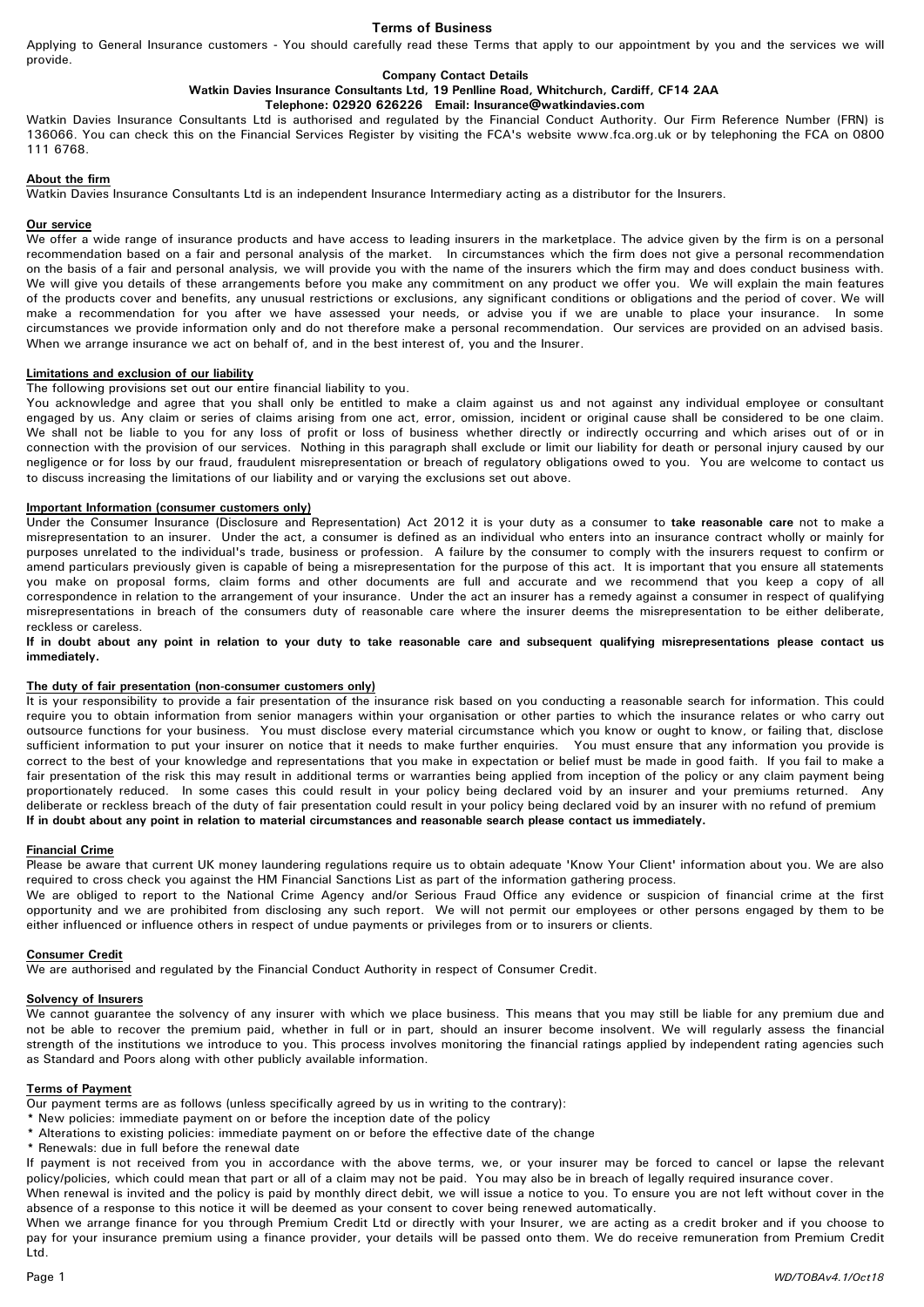# Terms of Business

Applying to General Insurance customers - You should carefully read these Terms that apply to our appointment by you and the services we will provide.

**Company Contact Details**

**Watkin Davies Insurance Consultants Ltd, 19 Penlline Road, Whitchurch, Cardiff, CF14 2AA**

**Telephone: 02920 626226 Email: Insurance@watkindavies.com**

Watkin Davies Insurance Consultants Ltd is authorised and regulated by the Financial Conduct Authority. Our Firm Reference Number (FRN) is 136066. You can check this on the Financial Services Register by visiting the FCA's website www.fca.org.uk or by telephoning the FCA on 0800 111 6768.

## About the firm

Watkin Davies Insurance Consultants Ltd is an independent Insurance Intermediary acting as a distributor for the Insurers.

## Our service

We offer a wide range of insurance products and have access to leading insurers in the marketplace. The advice given by the firm is on a personal recommendation based on a fair and personal analysis of the market. In circumstances which the firm does not give a personal recommendation on the basis of a fair and personal analysis, we will provide you with the name of the insurers which the firm may and does conduct business with. We will give you details of these arrangements before you make any commitment on any product we offer you. We will explain the main features of the products cover and benefits, any unusual restrictions or exclusions, any significant conditions or obligations and the period of cover. We will make a recommendation for you after we have assessed your needs, or advise you if we are unable to place your insurance. In some circumstances we provide information only and do not therefore make a personal recommendation. Our services are provided on an advised basis. When we arrange insurance we act on behalf of, and in the best interest of, you and the Insurer.

## Limitations and exclusion of our liability

The following provisions set out our entire financial liability to you.

You acknowledge and agree that you shall only be entitled to make a claim against us and not against any individual employee or consultant engaged by us. Any claim or series of claims arising from one act, error, omission, incident or original cause shall be considered to be one claim. We shall not be liable to you for any loss of profit or loss of business whether directly or indirectly occurring and which arises out of or in connection with the provision of our services. Nothing in this paragraph shall exclude or limit our liability for death or personal injury caused by our negligence or for loss by our fraud, fraudulent misrepresentation or breach of regulatory obligations owed to you. You are welcome to contact us to discuss increasing the limitations of our liability and or varying the exclusions set out above.

## Important Information (consumer customers only)

Under the Consumer Insurance (Disclosure and Representation) Act 2012 it is your duty as a consumer to **take reasonable care** not to make a misrepresentation to an insurer. Under the act, a consumer is defined as an individual who enters into an insurance contract wholly or mainly for purposes unrelated to the individual's trade, business or profession. A failure by the consumer to comply with the insurers request to confirm or amend particulars previously given is capable of being a misrepresentation for the purpose of this act. It is important that you ensure all statements you make on proposal forms, claim forms and other documents are full and accurate and we recommend that you keep a copy of all correspondence in relation to the arrangement of your insurance. Under the act an insurer has a remedy against a consumer in respect of qualifying misrepresentations in breach of the consumers duty of reasonable care where the insurer deems the misrepresentation to be either deliberate, reckless or careless.

**If in doubt about any point in relation to your duty to take reasonable care and subsequent qualifying misrepresentations please contact us immediately.**

## The duty of fair presentation (non-consumer customers only)

It is your responsibility to provide a fair presentation of the insurance risk based on you conducting a reasonable search for information. This could require you to obtain information from senior managers within your organisation or other parties to which the insurance relates or who carry out outsource functions for your business. You must disclose every material circumstance which you know or ought to know, or failing that, disclose sufficient information to put your insurer on notice that it needs to make further enquiries. You must ensure that any information you provide is correct to the best of your knowledge and representations that you make in expectation or belief must be made in good faith. If you fail to make a fair presentation of the risk this may result in additional terms or warranties being applied from inception of the policy or any claim payment being proportionately reduced. In some cases this could result in your policy being declared void by an insurer and your premiums returned. Any deliberate or reckless breach of the duty of fair presentation could result in your policy being declared void by an insurer with no refund of premium

**If in doubt about any point in relation to material circumstances and reasonable search please contact us immediately.**

## Financial Crime

Please be aware that current UK money laundering regulations require us to obtain adequate 'Know Your Client' information about you. We are also required to cross check you against the HM Financial Sanctions List as part of the information gathering process.

We are obliged to report to the National Crime Agency and/or Serious Fraud Office any evidence or suspicion of financial crime at the first opportunity and we are prohibited from disclosing any such report. We will not permit our employees or other persons engaged by them to be either influenced or influence others in respect of undue payments or privileges from or to insurers or clients.

## Consumer Credit

We are authorised and regulated by the Financial Conduct Authority in respect of Consumer Credit.

## Solvency of Insurers

We cannot guarantee the solvency of any insurer with which we place business. This means that you may still be liable for any premium due and not be able to recover the premium paid, whether in full or in part, should an insurer become insolvent. We will regularly assess the financial strength of the institutions we introduce to you. This process involves monitoring the financial ratings applied by independent rating agencies such as Standard and Poors along with other publicly available information.

## Terms of Payment

Our payment terms are as follows (unless specifically agreed by us in writing to the contrary):

* New policies: immediate payment on or before the inception date of the policy
* Alterations to existing policies: immediate payment on or before the effective date of the change
* Renewals: due in full before the renewal date

If payment is not received from you in accordance with the above terms, we, or your insurer may be forced to cancel or lapse the relevant policy/policies, which could mean that part or all of a claim may not be paid. You may also be in breach of legally required insurance cover.

When renewal is invited and the policy is paid by monthly direct debit, we will issue a notice to you. To ensure you are not left without cover in the absence of a response to this notice it will be deemed as your consent to cover being renewed automatically.

When we arrange finance for you through Premium Credit Ltd or directly with your Insurer, we are acting as a credit broker and if you choose to pay for your insurance premium using a finance provider, your details will be passed onto them. We do receive remuneration from Premium Credit Ltd.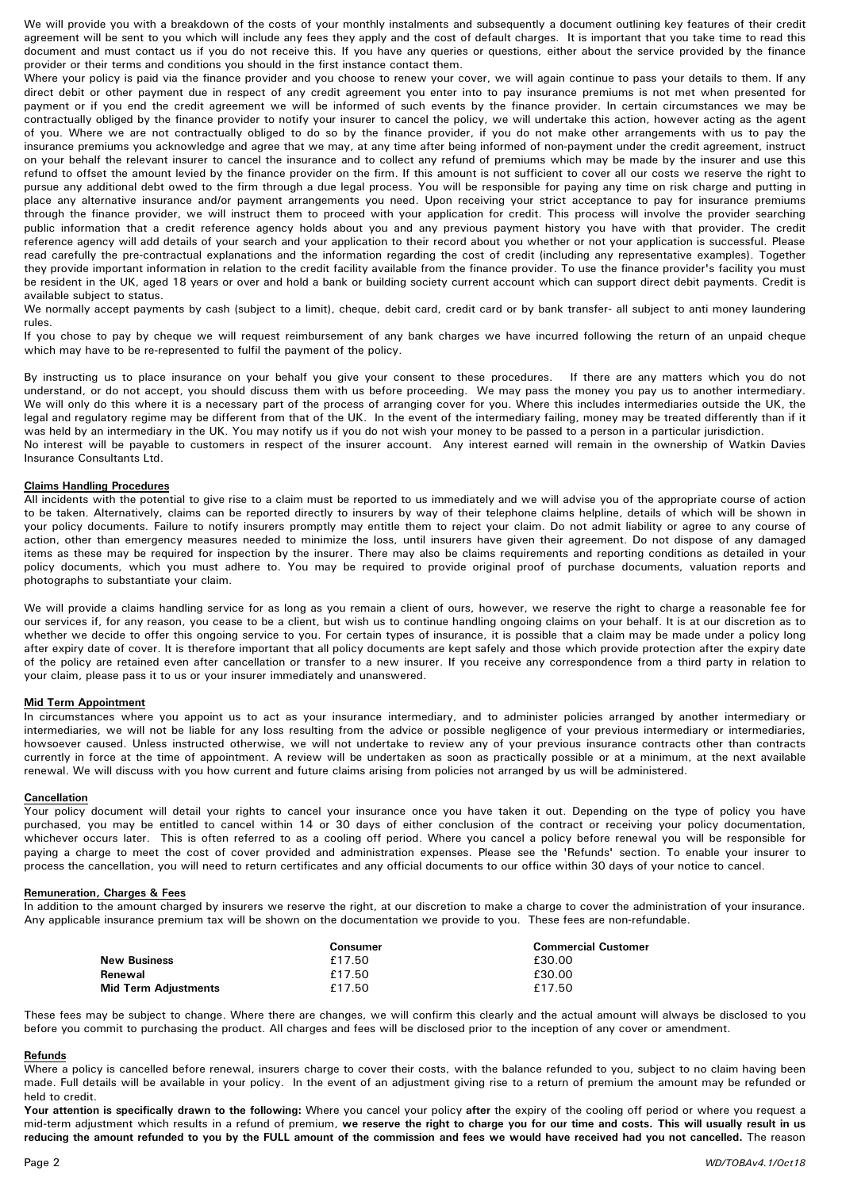We will provide you with a breakdown of the costs of your monthly instalments and subsequently a document outlining key features of their credit agreement will be sent to you which will include any fees they apply and the cost of default charges. It is important that you take time to read this document and must contact us if you do not receive this. If you have any queries or questions, either about the service provided by the finance provider or their terms and conditions you should in the first instance contact them.

Where your policy is paid via the finance provider and you choose to renew your cover, we will again continue to pass your details to them. If any direct debit or other payment due in respect of any credit agreement you enter into to pay insurance premiums is not met when presented for payment or if you end the credit agreement we will be informed of such events by the finance provider. In certain circumstances we may be contractually obliged by the finance provider to notify your insurer to cancel the policy, we will undertake this action, however acting as the agent of you. Where we are not contractually obliged to do so by the finance provider, if you do not make other arrangements with us to pay the insurance premiums you acknowledge and agree that we may, at any time after being informed of non-payment under the credit agreement, instruct on your behalf the relevant insurer to cancel the insurance and to collect any refund of premiums which may be made by the insurer and use this refund to offset the amount levied by the finance provider on the firm. If this amount is not sufficient to cover all our costs we reserve the right to pursue any additional debt owed to the firm through a due legal process. You will be responsible for paying any time on risk charge and putting in place any alternative insurance and/or payment arrangements you need. Upon receiving your strict acceptance to pay for insurance premiums through the finance provider, we will instruct them to proceed with your application for credit. This process will involve the provider searching public information that a credit reference agency holds about you and any previous payment history you have with that provider. The credit reference agency will add details of your search and your application to their record about you whether or not your application is successful. Please read carefully the pre-contractual explanations and the information regarding the cost of credit (including any representative examples). Together they provide important information in relation to the credit facility available from the finance provider. To use the finance provider's facility you must be resident in the UK, aged 18 years or over and hold a bank or building society current account which can support direct debit payments. Credit is available subject to status.

We normally accept payments by cash (subject to a limit), cheque, debit card, credit card or by bank transfer- all subject to anti money laundering rules.

If you chose to pay by cheque we will request reimbursement of any bank charges we have incurred following the return of an unpaid cheque which may have to be re-represented to fulfil the payment of the policy.

By instructing us to place insurance on your behalf you give your consent to these procedures. If there are any matters which you do not understand, or do not accept, you should discuss them with us before proceeding. We may pass the money you pay us to another intermediary. We will only do this where it is a necessary part of the process of arranging cover for you. Where this includes intermediaries outside the UK, the legal and regulatory regime may be different from that of the UK. In the event of the intermediary failing, money may be treated differently than if it was held by an intermediary in the UK. You may notify us if you do not wish your money to be passed to a person in a particular jurisdiction.

No interest will be payable to customers in respect of the insurer account. Any interest earned will remain in the ownership of Watkin Davies Insurance Consultants Ltd.

## Claims Handling Procedures

All incidents with the potential to give rise to a claim must be reported to us immediately and we will advise you of the appropriate course of action to be taken. Alternatively, claims can be reported directly to insurers by way of their telephone claims helpline, details of which will be shown in your policy documents. Failure to notify insurers promptly may entitle them to reject your claim. Do not admit liability or agree to any course of action, other than emergency measures needed to minimize the loss, until insurers have given their agreement. Do not dispose of any damaged items as these may be required for inspection by the insurer. There may also be claims requirements and reporting conditions as detailed in your policy documents, which you must adhere to. You may be required to provide original proof of purchase documents, valuation reports and photographs to substantiate your claim.

We will provide a claims handling service for as long as you remain a client of ours, however, we reserve the right to charge a reasonable fee for our services if, for any reason, you cease to be a client, but wish us to continue handling ongoing claims on your behalf. It is at our discretion as to whether we decide to offer this ongoing service to you. For certain types of insurance, it is possible that a claim may be made under a policy long after expiry date of cover. It is therefore important that all policy documents are kept safely and those which provide protection after the expiry date of the policy are retained even after cancellation or transfer to a new insurer. If you receive any correspondence from a third party in relation to your claim, please pass it to us or your insurer immediately and unanswered.

## Mid Term Appointment

In circumstances where you appoint us to act as your insurance intermediary, and to administer policies arranged by another intermediary or intermediaries, we will not be liable for any loss resulting from the advice or possible negligence of your previous intermediary or intermediaries, howsoever caused. Unless instructed otherwise, we will not undertake to review any of your previous insurance contracts other than contracts currently in force at the time of appointment. A review will be undertaken as soon as practically possible or at a minimum, at the next available renewal. We will discuss with you how current and future claims arising from policies not arranged by us will be administered.

## Cancellation

Your policy document will detail your rights to cancel your insurance once you have taken it out. Depending on the type of policy you have purchased, you may be entitled to cancel within 14 or 30 days of either conclusion of the contract or receiving your policy documentation, whichever occurs later. This is often referred to as a cooling off period. Where you cancel a policy before renewal you will be responsible for paying a charge to meet the cost of cover provided and administration expenses. Please see the 'Refunds' section. To enable your insurer to process the cancellation, you will need to return certificates and any official documents to our office within 30 days of your notice to cancel.

## Remuneration, Charges & Fees

In addition to the amount charged by insurers we reserve the right, at our discretion to make a charge to cover the administration of your insurance. Any applicable insurance premium tax will be shown on the documentation we provide to you. These fees are non-refundable.

| | Consumer | Commercial Customer |
|---|---|---|
| **New Business** | £17.50 | £30.00 |
| **Renewal** | £17.50 | £30.00 |
| **Mid Term Adjustments** | £17.50 | £17.50 |

These fees may be subject to change. Where there are changes, we will confirm this clearly and the actual amount will always be disclosed to you before you commit to purchasing the product. All charges and fees will be disclosed prior to the inception of any cover or amendment.

## Refunds

Where a policy is cancelled before renewal, insurers charge to cover their costs, with the balance refunded to you, subject to no claim having been made. Full details will be available in your policy. In the event of an adjustment giving rise to a return of premium the amount may be refunded or held to credit.

**Your attention is specifically drawn to the following:** Where you cancel your policy **after** the expiry of the cooling off period or where you request a mid-term adjustment which results in a refund of premium, **we reserve the right to charge you for our time and costs. This will usually result in us reducing the amount refunded to you by the FULL amount of the commission and fees we would have received had you not cancelled.** The reason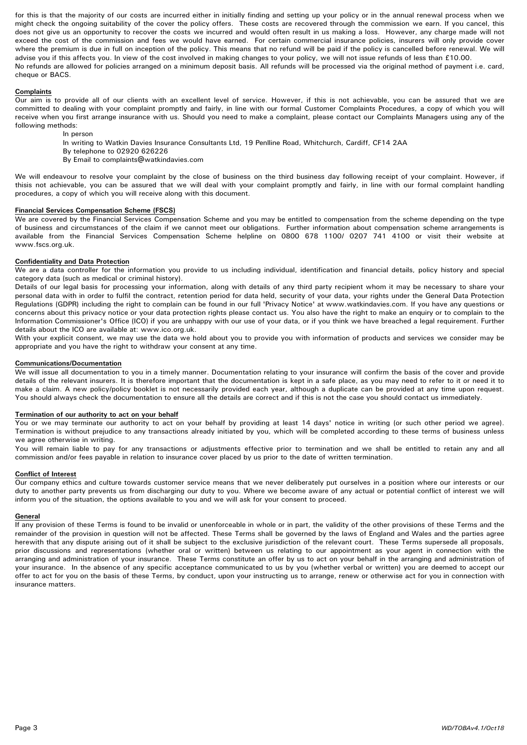for this is that the majority of our costs are incurred either in initially finding and setting up your policy or in the annual renewal process when we might check the ongoing suitability of the cover the policy offers. These costs are recovered through the commission we earn. If you cancel, this does not give us an opportunity to recover the costs we incurred and would often result in us making a loss. However, any charge made will not exceed the cost of the commission and fees we would have earned. For certain commercial insurance policies, insurers will only provide cover where the premium is due in full on inception of the policy. This means that no refund will be paid if the policy is cancelled before renewal. We will advise you if this affects you. In view of the cost involved in making changes to your policy, we will not issue refunds of less than £10.00.
No refunds are allowed for policies arranged on a minimum deposit basis. All refunds will be processed via the original method of payment i.e. card, cheque or BACS.

**Complaints**

Our aim is to provide all of our clients with an excellent level of service. However, if this is not achievable, you can be assured that we are committed to dealing with your complaint promptly and fairly, in line with our formal Customer Complaints Procedures, a copy of which you will receive when you first arrange insurance with us. Should you need to make a complaint, please contact our Complaints Managers using any of the following methods:

In person
In writing to Watkin Davies Insurance Consultants Ltd, 19 Penlline Road, Whitchurch, Cardiff, CF14 2AA
By telephone to 02920 626226
By Email to complaints@watkindavies.com

We will endeavour to resolve your complaint by the close of business on the third business day following receipt of your complaint. However, if thisis not achievable, you can be assured that we will deal with your complaint promptly and fairly, in line with our formal complaint handling procedures, a copy of which you will receive along with this document.

**Financial Services Compensation Scheme (FSCS)**

We are covered by the Financial Services Compensation Scheme and you may be entitled to compensation from the scheme depending on the type of business and circumstances of the claim if we cannot meet our obligations. Further information about compensation scheme arrangements is available from the Financial Services Compensation Scheme helpline on 0800 678 1100/ 0207 741 4100 or visit their website at www.fscs.org.uk.

**Confidentiality and Data Protection**

We are a data controller for the information you provide to us including individual, identification and financial details, policy history and special category data (such as medical or criminal history).
Details of our legal basis for processing your information, along with details of any third party recipient whom it may be necessary to share your personal data with in order to fulfil the contract, retention period for data held, security of your data, your rights under the General Data Protection Regulations (GDPR) including the right to complain can be found in our full 'Privacy Notice' at www.watkindavies.com. If you have any questions or concerns about this privacy notice or your data protection rights please contact us. You also have the right to make an enquiry or to complain to the Information Commissioner's Office (ICO) if you are unhappy with our use of your data, or if you think we have breached a legal requirement. Further details about the ICO are available at: www.ico.org.uk.
With your explicit consent, we may use the data we hold about you to provide you with information of products and services we consider may be appropriate and you have the right to withdraw your consent at any time.

**Communications/Documentation**

We will issue all documentation to you in a timely manner. Documentation relating to your insurance will confirm the basis of the cover and provide details of the relevant insurers. It is therefore important that the documentation is kept in a safe place, as you may need to refer to it or need it to make a claim. A new policy/policy booklet is not necessarily provided each year, although a duplicate can be provided at any time upon request. You should always check the documentation to ensure all the details are correct and if this is not the case you should contact us immediately.

**Termination of our authority to act on your behalf**

You or we may terminate our authority to act on your behalf by providing at least 14 days' notice in writing (or such other period we agree). Termination is without prejudice to any transactions already initiated by you, which will be completed according to these terms of business unless we agree otherwise in writing.
You will remain liable to pay for any transactions or adjustments effective prior to termination and we shall be entitled to retain any and all commission and/or fees payable in relation to insurance cover placed by us prior to the date of written termination.

**Conflict of Interest**

Our company ethics and culture towards customer service means that we never deliberately put ourselves in a position where our interests or our duty to another party prevents us from discharging our duty to you. Where we become aware of any actual or potential conflict of interest we will inform you of the situation, the options available to you and we will ask for your consent to proceed.

**General**

If any provision of these Terms is found to be invalid or unenforceable in whole or in part, the validity of the other provisions of these Terms and the remainder of the provision in question will not be affected. These Terms shall be governed by the laws of England and Wales and the parties agree herewith that any dispute arising out of it shall be subject to the exclusive jurisdiction of the relevant court. These Terms supersede all proposals, prior discussions and representations (whether oral or written) between us relating to our appointment as your agent in connection with the arranging and administration of your insurance. These Terms constitute an offer by us to act on your behalf in the arranging and administration of your insurance. In the absence of any specific acceptance communicated to us by you (whether verbal or written) you are deemed to accept our offer to act for you on the basis of these Terms, by conduct, upon your instructing us to arrange, renew or otherwise act for you in connection with insurance matters.

*WD/TOBAv4.1/Oct18*